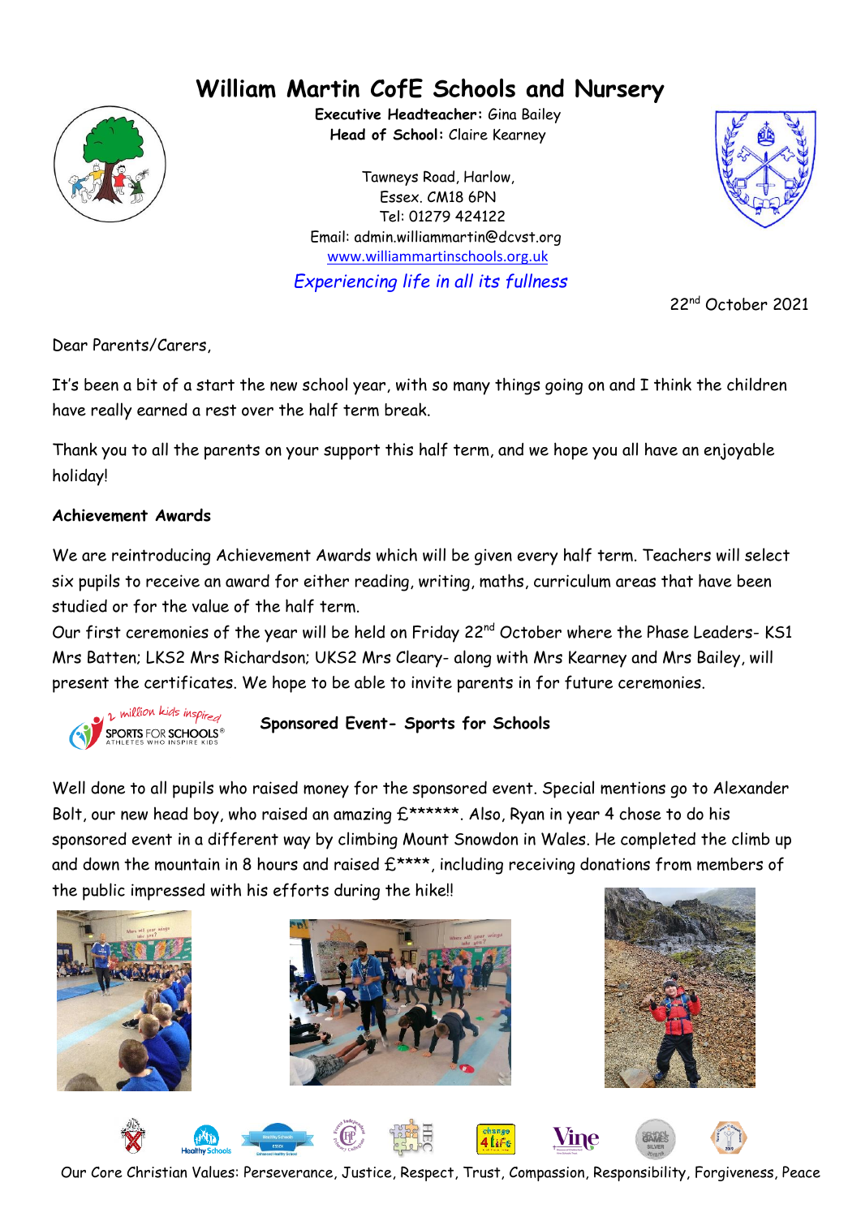# William Martin CofE Schools and Nursery

**Executive Headteacher:** Gina Bailey
**Head of School:** Claire Kearney

Tawneys Road, Harlow,
Essex. CM18 6PN
Tel: 01279 424122
Email: admin.williammartin@dcvst.org
www.williammartinschools.org.uk

*Experiencing life in all its fullness*

22nd October 2021

Dear Parents/Carers,

It's been a bit of a start the new school year, with so many things going on and I think the children have really earned a rest over the half term break.

Thank you to all the parents on your support this half term, and we hope you all have an enjoyable holiday!

**Achievement Awards**

We are reintroducing Achievement Awards which will be given every half term. Teachers will select six pupils to receive an award for either reading, writing, maths, curriculum areas that have been studied or for the value of the half term.

Our first ceremonies of the year will be held on Friday 22nd October where the Phase Leaders- KS1 Mrs Batten; LKS2 Mrs Richardson; UKS2 Mrs Cleary- along with Mrs Kearney and Mrs Bailey, will present the certificates. We hope to be able to invite parents in for future ceremonies.

**Sponsored Event- Sports for Schools**

Well done to all pupils who raised money for the sponsored event. Special mentions go to Alexander Bolt, our new head boy, who raised an amazing £******. Also, Ryan in year 4 chose to do his sponsored event in a different way by climbing Mount Snowdon in Wales. He completed the climb up and down the mountain in 8 hours and raised £****, including receiving donations from members of the public impressed with his efforts during the hike!!

Our Core Christian Values: Perseverance, Justice, Respect, Trust, Compassion, Responsibility, Forgiveness, Peace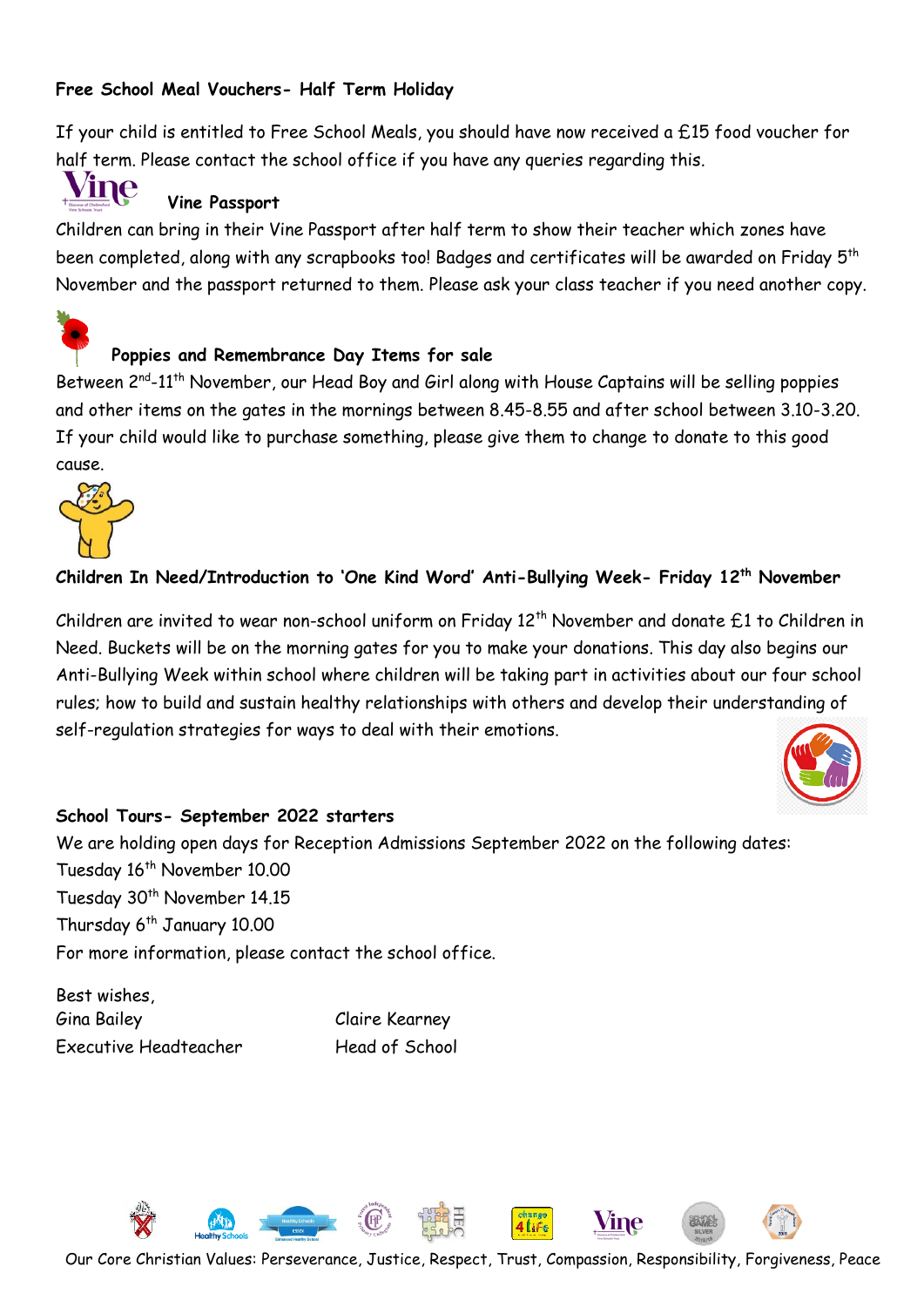**Free School Meal Vouchers- Half Term Holiday**

If your child is entitled to Free School Meals, you should have now received a £15 food voucher for half term. Please contact the school office if you have any queries regarding this.

**Vine Passport**

Children can bring in their Vine Passport after half term to show their teacher which zones have been completed, along with any scrapbooks too! Badges and certificates will be awarded on Friday 5th November and the passport returned to them. Please ask your class teacher if you need another copy.

**Poppies and Remembrance Day Items for sale**

Between 2nd-11th November, our Head Boy and Girl along with House Captains will be selling poppies and other items on the gates in the mornings between 8.45-8.55 and after school between 3.10-3.20. If your child would like to purchase something, please give them to change to donate to this good cause.

**Children In Need/Introduction to 'One Kind Word' Anti-Bullying Week- Friday 12th November**

Children are invited to wear non-school uniform on Friday 12th November and donate £1 to Children in Need. Buckets will be on the morning gates for you to make your donations. This day also begins our Anti-Bullying Week within school where children will be taking part in activities about our four school rules; how to build and sustain healthy relationships with others and develop their understanding of self-regulation strategies for ways to deal with their emotions.

**School Tours- September 2022 starters**

We are holding open days for Reception Admissions September 2022 on the following dates:
Tuesday 16th November 10.00
Tuesday 30th November 14.15
Thursday 6th January 10.00
For more information, please contact the school office.

Best wishes,

Gina Bailey
Executive Headteacher

Claire Kearney
Head of School

Our Core Christian Values: Perseverance, Justice, Respect, Trust, Compassion, Responsibility, Forgiveness, Peace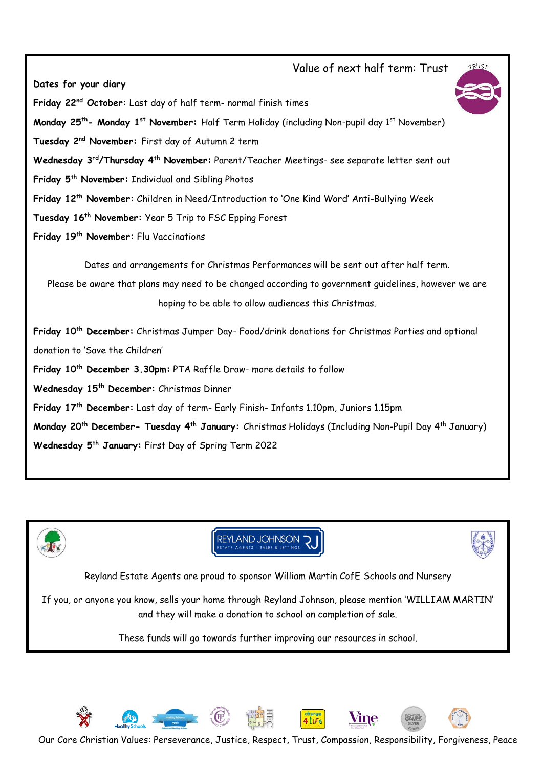Value of next half term: Trust

**Dates for your diary**

**Friday 22nd October:** Last day of half term- normal finish times

**Monday 25th- Monday 1st November:** Half Term Holiday (including Non-pupil day 1st November)

**Tuesday 2nd November:** First day of Autumn 2 term

**Wednesday 3rd/Thursday 4th November:** Parent/Teacher Meetings- see separate letter sent out

**Friday 5th November:** Individual and Sibling Photos

**Friday 12th November:** Children in Need/Introduction to 'One Kind Word' Anti-Bullying Week

**Tuesday 16th November:** Year 5 Trip to FSC Epping Forest

**Friday 19th November:** Flu Vaccinations

Dates and arrangements for Christmas Performances will be sent out after half term.

Please be aware that plans may need to be changed according to government guidelines, however we are hoping to be able to allow audiences this Christmas.

**Friday 10th December:** Christmas Jumper Day- Food/drink donations for Christmas Parties and optional donation to 'Save the Children'

**Friday 10th December 3.30pm:** PTA Raffle Draw- more details to follow

**Wednesday 15th December:** Christmas Dinner

**Friday 17th December:** Last day of term- Early Finish- Infants 1.10pm, Juniors 1.15pm

**Monday 20th December- Tuesday 4th January:** Christmas Holidays (Including Non-Pupil Day 4th January)

**Wednesday 5th January:** First Day of Spring Term 2022

REYLAND JOHNSON
ESTATE AGENTS · SALES & LETTINGS

Reyland Estate Agents are proud to sponsor William Martin CofE Schools and Nursery

If you, or anyone you know, sells your home through Reyland Johnson, please mention 'WILLIAM MARTIN' and they will make a donation to school on completion of sale.

These funds will go towards further improving our resources in school.

Our Core Christian Values: Perseverance, Justice, Respect, Trust, Compassion, Responsibility, Forgiveness, Peace